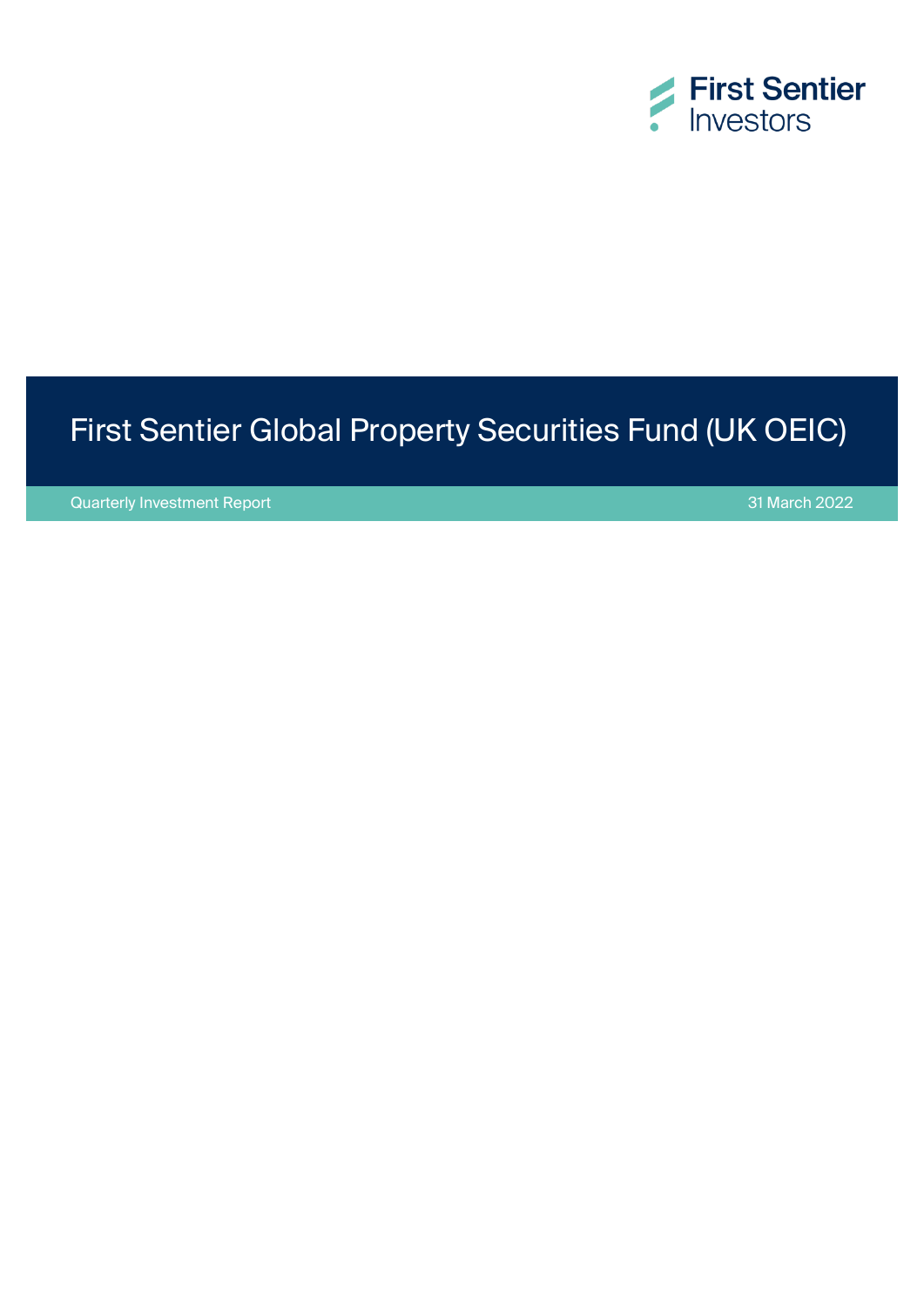First Sentier Investors

# First Sentier Global Property Securities Fund (UK OEIC)

Quarterly Investment Report

31 March 2022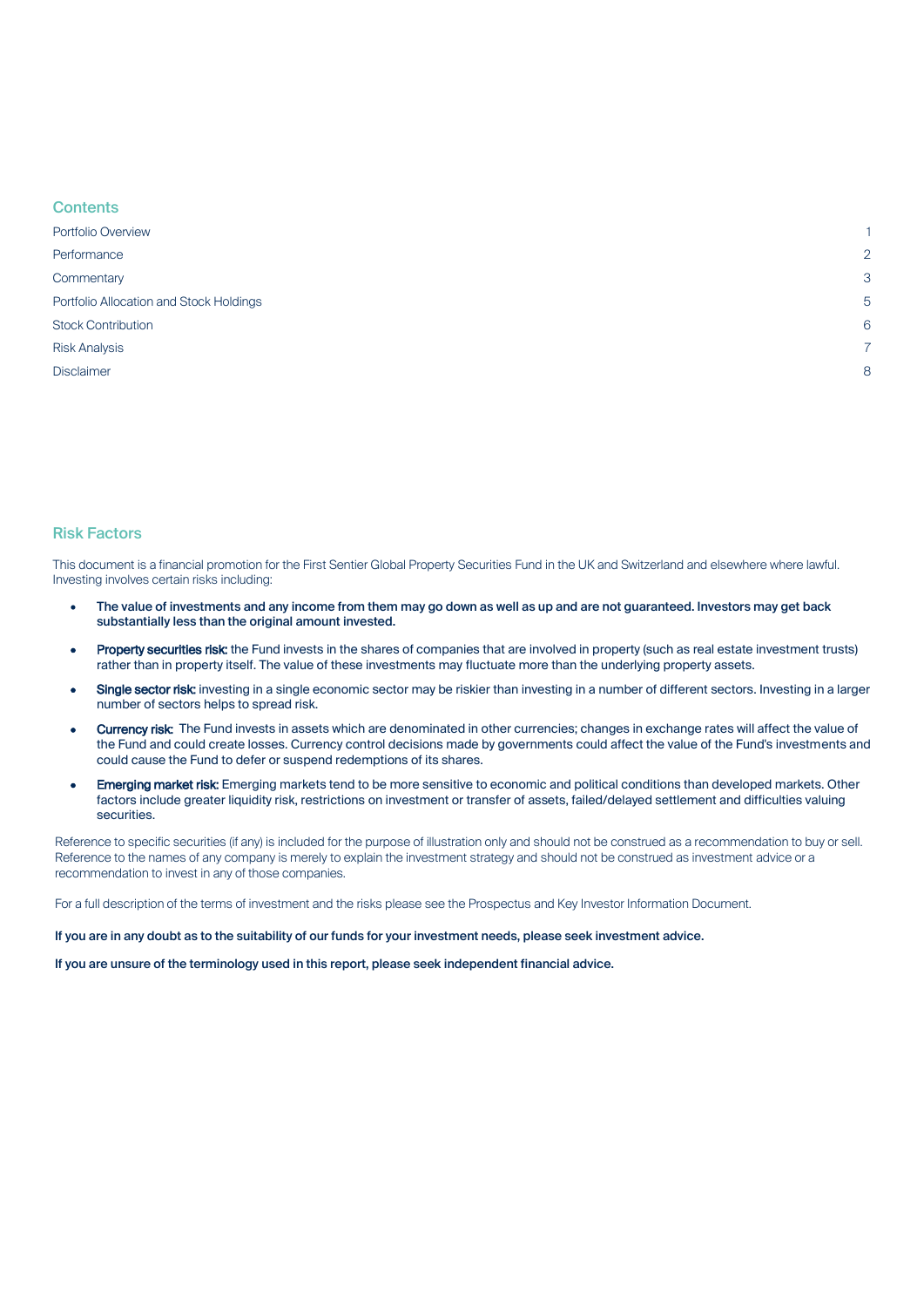## Contents

| | |
|---|---|
| Portfolio Overview | 1 |
| Performance | 2 |
| Commentary | 3 |
| Portfolio Allocation and Stock Holdings | 5 |
| Stock Contribution | 6 |
| Risk Analysis | 7 |
| Disclaimer | 8 |

## Risk Factors

This document is a financial promotion for the First Sentier Global Property Securities Fund in the UK and Switzerland and elsewhere where lawful. Investing involves certain risks including:

- **The value of investments and any income from them may go down as well as up and are not guaranteed. Investors may get back substantially less than the original amount invested.**
- **Property securities risk:** the Fund invests in the shares of companies that are involved in property (such as real estate investment trusts) rather than in property itself. The value of these investments may fluctuate more than the underlying property assets.
- **Single sector risk:** investing in a single economic sector may be riskier than investing in a number of different sectors. Investing in a larger number of sectors helps to spread risk.
- **Currency risk:** The Fund invests in assets which are denominated in other currencies; changes in exchange rates will affect the value of the Fund and could create losses. Currency control decisions made by governments could affect the value of the Fund's investments and could cause the Fund to defer or suspend redemptions of its shares.
- **Emerging market risk:** Emerging markets tend to be more sensitive to economic and political conditions than developed markets. Other factors include greater liquidity risk, restrictions on investment or transfer of assets, failed/delayed settlement and difficulties valuing securities.

Reference to specific securities (if any) is included for the purpose of illustration only and should not be construed as a recommendation to buy or sell. Reference to the names of any company is merely to explain the investment strategy and should not be construed as investment advice or a recommendation to invest in any of those companies.

For a full description of the terms of investment and the risks please see the Prospectus and Key Investor Information Document.

**If you are in any doubt as to the suitability of our funds for your investment needs, please seek investment advice.**

**If you are unsure of the terminology used in this report, please seek independent financial advice.**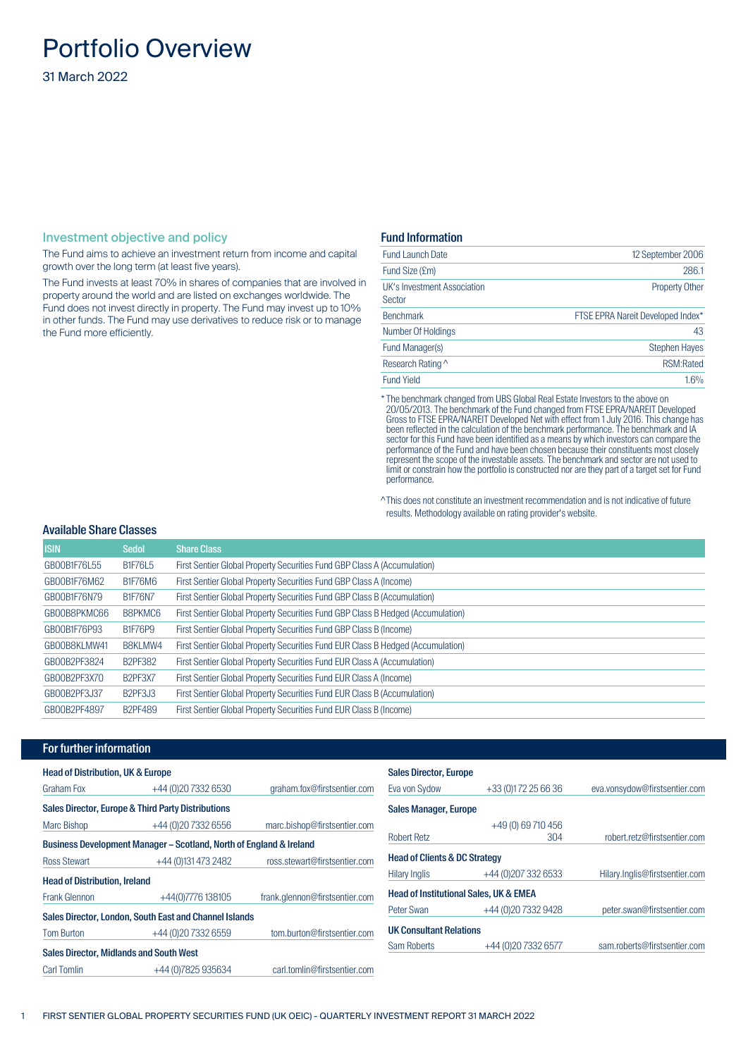# Portfolio Overview

31 March 2022

## Investment objective and policy

The Fund aims to achieve an investment return from income and capital growth over the long term (at least five years).

The Fund invests at least 70% in shares of companies that are involved in property around the world and are listed on exchanges worldwide. The Fund does not invest directly in property. The Fund may invest up to 10% in other funds. The Fund may use derivatives to reduce risk or to manage the Fund more efficiently.

## Fund Information

| | |
|---|---|
| Fund Launch Date | 12 September 2006 |
| Fund Size (£m) | 286.1 |
| UK's Investment Association Sector | Property Other |
| Benchmark | FTSE EPRA Nareit Developed Index* |
| Number Of Holdings | 43 |
| Fund Manager(s) | Stephen Hayes |
| Research Rating ^ | RSM:Rated |
| Fund Yield | 1.6% |

* The benchmark changed from UBS Global Real Estate Investors to the above on 20/05/2013. The benchmark of the Fund changed from FTSE EPRA/NAREIT Developed Gross to FTSE EPRA/NAREIT Developed Net with effect from 1 July 2016. This change has been reflected in the calculation of the benchmark performance. The benchmark and IA sector for this Fund have been identified as a means by which investors can compare the performance of the Fund and have been chosen because their constituents most closely represent the scope of the investable assets. The benchmark and sector are not used to limit or constrain how the portfolio is constructed nor are they part of a target set for Fund performance.

^ This does not constitute an investment recommendation and is not indicative of future results. Methodology available on rating provider's website.

## Available Share Classes

| ISIN | Sedol | Share Class |
|---|---|---|
| GB00B1F76L55 | B1F76L5 | First Sentier Global Property Securities Fund GBP Class A (Accumulation) |
| GB00B1F76M62 | B1F76M6 | First Sentier Global Property Securities Fund GBP Class A (Income) |
| GB00B1F76N79 | B1F76N7 | First Sentier Global Property Securities Fund GBP Class B (Accumulation) |
| GB00B8PKMC66 | B8PKMC6 | First Sentier Global Property Securities Fund GBP Class B Hedged (Accumulation) |
| GB00B1F76P93 | B1F76P9 | First Sentier Global Property Securities Fund GBP Class B (Income) |
| GB00B8KLMW41 | B8KLMW4 | First Sentier Global Property Securities Fund EUR Class B Hedged (Accumulation) |
| GB00B2PF3824 | B2PF382 | First Sentier Global Property Securities Fund EUR Class A (Accumulation) |
| GB00B2PF3X70 | B2PF3X7 | First Sentier Global Property Securities Fund EUR Class A (Income) |
| GB00B2PF3J37 | B2PF3J3 | First Sentier Global Property Securities Fund EUR Class B (Accumulation) |
| GB00B2PF4897 | B2PF489 | First Sentier Global Property Securities Fund EUR Class B (Income) |

## For further information

**Head of Distribution, UK & Europe**

| | | |
|---|---|---|
| Graham Fox | +44 (0)20 7332 6530 | graham.fox@firstsentier.com |

**Sales Director, Europe & Third Party Distributions**

| | | |
|---|---|---|
| Marc Bishop | +44 (0)20 7332 6556 | marc.bishop@firstsentier.com |

**Business Development Manager – Scotland, North of England & Ireland**

| | | |
|---|---|---|
| Ross Stewart | +44 (0)131 473 2482 | ross.stewart@firstsentier.com |

**Head of Distribution, Ireland**

| | | |
|---|---|---|
| Frank Glennon | +44(0)7776 138105 | frank.glennon@firstsentier.com |

**Sales Director, London, South East and Channel Islands**

| | | |
|---|---|---|
| Tom Burton | +44 (0)20 7332 6559 | tom.burton@firstsentier.com |

**Sales Director, Midlands and South West**

| | | |
|---|---|---|
| Carl Tomlin | +44 (0)7825 935634 | carl.tomlin@firstsentier.com |

**Sales Director, Europe**

| | | |
|---|---|---|
| Eva von Sydow | +33 (0)1 72 25 66 36 | eva.vonsydow@firstsentier.com |

**Sales Manager, Europe**

| | | |
|---|---|---|
| Robert Retz | +49 (0) 69 710 456 304 | robert.retz@firstsentier.com |

**Head of Clients & DC Strategy**

| | | |
|---|---|---|
| Hilary Inglis | +44 (0)207 332 6533 | Hilary.Inglis@firstsentier.com |

**Head of Institutional Sales, UK & EMEA**

| | | |
|---|---|---|
| Peter Swan | +44 (0)20 7332 9428 | peter.swan@firstsentier.com |

**UK Consultant Relations**

| | | |
|---|---|---|
| Sam Roberts | +44 (0)20 7332 6577 | sam.roberts@firstsentier.com |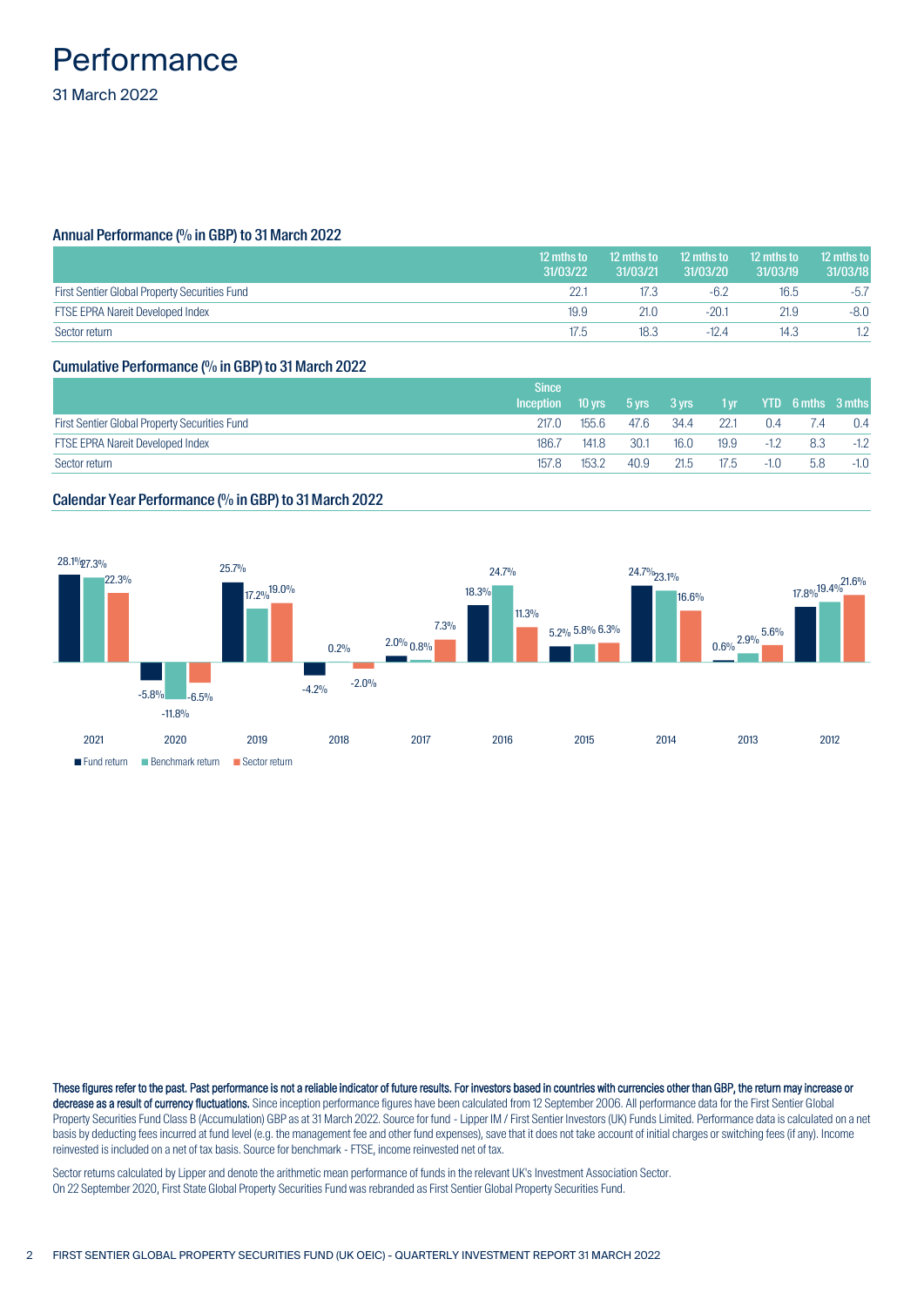# Performance

31 March 2022

## Annual Performance (% in GBP) to 31 March 2022

| | 12 mths to 31/03/22 | 12 mths to 31/03/21 | 12 mths to 31/03/20 | 12 mths to 31/03/19 | 12 mths to 31/03/18 |
|---|---|---|---|---|---|
| First Sentier Global Property Securities Fund | 22.1 | 17.3 | -6.2 | 16.5 | -5.7 |
| FTSE EPRA Nareit Developed Index | 19.9 | 21.0 | -20.1 | 21.9 | -8.0 |
| Sector return | 17.5 | 18.3 | -12.4 | 14.3 | 1.2 |

## Cumulative Performance (% in GBP) to 31 March 2022

| | Since Inception | 10 yrs | 5 yrs | 3 yrs | 1 yr | YTD | 6 mths | 3 mths |
|---|---|---|---|---|---|---|---|---|
| First Sentier Global Property Securities Fund | 217.0 | 155.6 | 47.6 | 34.4 | 22.1 | 0.4 | 7.4 | 0.4 |
| FTSE EPRA Nareit Developed Index | 186.7 | 141.8 | 30.1 | 16.0 | 19.9 | -1.2 | 8.3 | -1.2 |
| Sector return | 157.8 | 153.2 | 40.9 | 21.5 | 17.5 | -1.0 | 5.8 | -1.0 |

## Calendar Year Performance (% in GBP) to 31 March 2022

| | 2021 | 2020 | 2019 | 2018 | 2017 | 2016 | 2015 | 2014 | 2013 | 2012 |
|---|---|---|---|---|---|---|---|---|---|---|
| Fund return | 28.1% | -5.8% | 25.7% | -4.2% | 2.0% | 18.3% | 5.2% | 24.7% | 0.6% | 17.8% |
| Benchmark return | 27.3% | -11.8% | 17.2% | 0.2% | 0.8% | 24.7% | 5.8% | 23.1% | 2.9% | 19.4% |
| Sector return | 22.3% | -6.5% | 19.0% | -2.0% | 7.3% | 11.3% | 6.3% | 16.6% | 5.6% | 21.6% |

**These figures refer to the past. Past performance is not a reliable indicator of future results. For investors based in countries with currencies other than GBP, the return may increase or decrease as a result of currency fluctuations.** Since inception performance figures have been calculated from 12 September 2006. All performance data for the First Sentier Global Property Securities Fund Class B (Accumulation) GBP as at 31 March 2022. Source for fund - Lipper IM / First Sentier Investors (UK) Funds Limited. Performance data is calculated on a net basis by deducting fees incurred at fund level (e.g. the management fee and other fund expenses), save that it does not take account of initial charges or switching fees (if any). Income reinvested is included on a net of tax basis. Source for benchmark - FTSE, income reinvested net of tax.

Sector returns calculated by Lipper and denote the arithmetic mean performance of funds in the relevant UK's Investment Association Sector.
On 22 September 2020, First State Global Property Securities Fund was rebranded as First Sentier Global Property Securities Fund.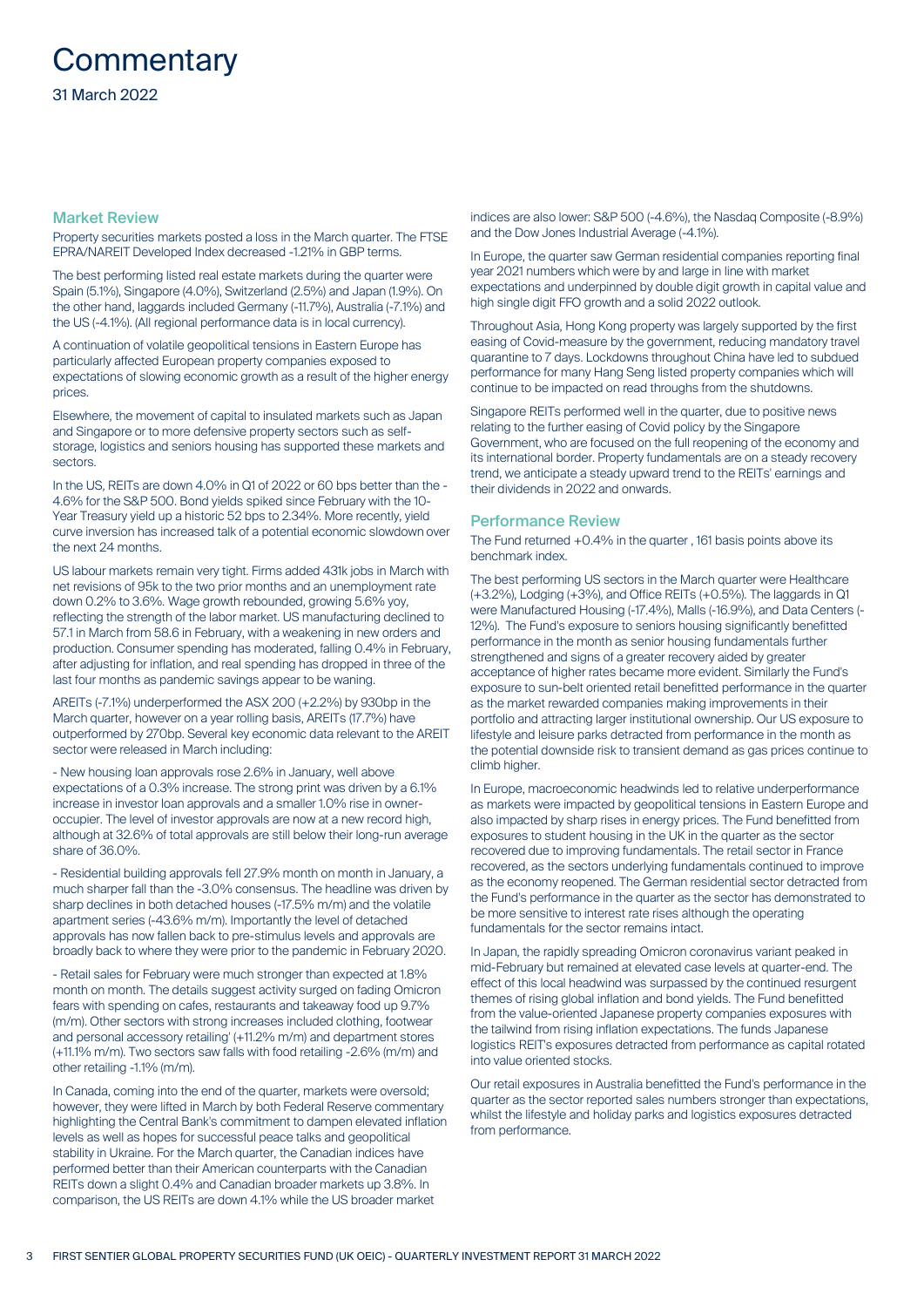# Commentary

31 March 2022

## Market Review

Property securities markets posted a loss in the March quarter. The FTSE EPRA/NAREIT Developed Index decreased -1.21% in GBP terms.

The best performing listed real estate markets during the quarter were Spain (5.1%), Singapore (4.0%), Switzerland (2.5%) and Japan (1.9%). On the other hand, laggards included Germany (-11.7%), Australia (-7.1%) and the US (-4.1%). (All regional performance data is in local currency).

A continuation of volatile geopolitical tensions in Eastern Europe has particularly affected European property companies exposed to expectations of slowing economic growth as a result of the higher energy prices.

Elsewhere, the movement of capital to insulated markets such as Japan and Singapore or to more defensive property sectors such as self-storage, logistics and seniors housing has supported these markets and sectors.

In the US, REITs are down 4.0% in Q1 of 2022 or 60 bps better than the -4.6% for the S&P 500. Bond yields spiked since February with the 10-Year Treasury yield up a historic 52 bps to 2.34%. More recently, yield curve inversion has increased talk of a potential economic slowdown over the next 24 months.

US labour markets remain very tight. Firms added 431k jobs in March with net revisions of 95k to the two prior months and an unemployment rate down 0.2% to 3.6%. Wage growth rebounded, growing 5.6% yoy, reflecting the strength of the labor market. US manufacturing declined to 57.1 in March from 58.6 in February, with a weakening in new orders and production. Consumer spending has moderated, falling 0.4% in February, after adjusting for inflation, and real spending has dropped in three of the last four months as pandemic savings appear to be waning.

AREITs (-7.1%) underperformed the ASX 200 (+2.2%) by 930bp in the March quarter, however on a year rolling basis, AREITs (17.7%) have outperformed by 270bp. Several key economic data relevant to the AREIT sector were released in March including:

- New housing loan approvals rose 2.6% in January, well above expectations of a 0.3% increase. The strong print was driven by a 6.1% increase in investor loan approvals and a smaller 1.0% rise in owner-occupier. The level of investor approvals are now at a new record high, although at 32.6% of total approvals are still below their long-run average share of 36.0%.

- Residential building approvals fell 27.9% month on month in January, a much sharper fall than the -3.0% consensus. The headline was driven by sharp declines in both detached houses (-17.5% m/m) and the volatile apartment series (-43.6% m/m). Importantly the level of detached approvals has now fallen back to pre-stimulus levels and approvals are broadly back to where they were prior to the pandemic in February 2020.

- Retail sales for February were much stronger than expected at 1.8% month on month. The details suggest activity surged on fading Omicron fears with spending on cafes, restaurants and takeaway food up 9.7% (m/m). Other sectors with strong increases included clothing, footwear and personal accessory retailing' (+11.2% m/m) and department stores (+11.1% m/m). Two sectors saw falls with food retailing -2.6% (m/m) and other retailing -1.1% (m/m).

In Canada, coming into the end of the quarter, markets were oversold; however, they were lifted in March by both Federal Reserve commentary highlighting the Central Bank's commitment to dampen elevated inflation levels as well as hopes for successful peace talks and geopolitical stability in Ukraine. For the March quarter, the Canadian indices have performed better than their American counterparts with the Canadian REITs down a slight 0.4% and Canadian broader markets up 3.8%. In comparison, the US REITs are down 4.1% while the US broader market indices are also lower: S&P 500 (-4.6%), the Nasdaq Composite (-8.9%) and the Dow Jones Industrial Average (-4.1%).

In Europe, the quarter saw German residential companies reporting final year 2021 numbers which were by and large in line with market expectations and underpinned by double digit growth in capital value and high single digit FFO growth and a solid 2022 outlook.

Throughout Asia, Hong Kong property was largely supported by the first easing of Covid-measure by the government, reducing mandatory travel quarantine to 7 days. Lockdowns throughout China have led to subdued performance for many Hang Seng listed property companies which will continue to be impacted on read throughs from the shutdowns.

Singapore REITs performed well in the quarter, due to positive news relating to the further easing of Covid policy by the Singapore Government, who are focused on the full reopening of the economy and its international border. Property fundamentals are on a steady recovery trend, we anticipate a steady upward trend to the REITs' earnings and their dividends in 2022 and onwards.

## Performance Review

The Fund returned +0.4% in the quarter , 161 basis points above its benchmark index.

The best performing US sectors in the March quarter were Healthcare (+3.2%), Lodging (+3%), and Office REITs (+0.5%). The laggards in Q1 were Manufactured Housing (-17.4%), Malls (-16.9%), and Data Centers (-12%). The Fund's exposure to seniors housing significantly benefitted performance in the month as senior housing fundamentals further strengthened and signs of a greater recovery aided by greater acceptance of higher rates became more evident. Similarly the Fund's exposure to sun-belt oriented retail benefitted performance in the quarter as the market rewarded companies making improvements in their portfolio and attracting larger institutional ownership. Our US exposure to lifestyle and leisure parks detracted from performance in the month as the potential downside risk to transient demand as gas prices continue to climb higher.

In Europe, macroeconomic headwinds led to relative underperformance as markets were impacted by geopolitical tensions in Eastern Europe and also impacted by sharp rises in energy prices. The Fund benefitted from exposures to student housing in the UK in the quarter as the sector recovered due to improving fundamentals. The retail sector in France recovered, as the sectors underlying fundamentals continued to improve as the economy reopened. The German residential sector detracted from the Fund's performance in the quarter as the sector has demonstrated to be more sensitive to interest rate rises although the operating fundamentals for the sector remains intact.

In Japan, the rapidly spreading Omicron coronavirus variant peaked in mid-February but remained at elevated case levels at quarter-end. The effect of this local headwind was surpassed by the continued resurgent themes of rising global inflation and bond yields. The Fund benefitted from the value-oriented Japanese property companies exposures with the tailwind from rising inflation expectations. The funds Japanese logistics REIT's exposures detracted from performance as capital rotated into value oriented stocks.

Our retail exposures in Australia benefitted the Fund's performance in the quarter as the sector reported sales numbers stronger than expectations, whilst the lifestyle and holiday parks and logistics exposures detracted from performance.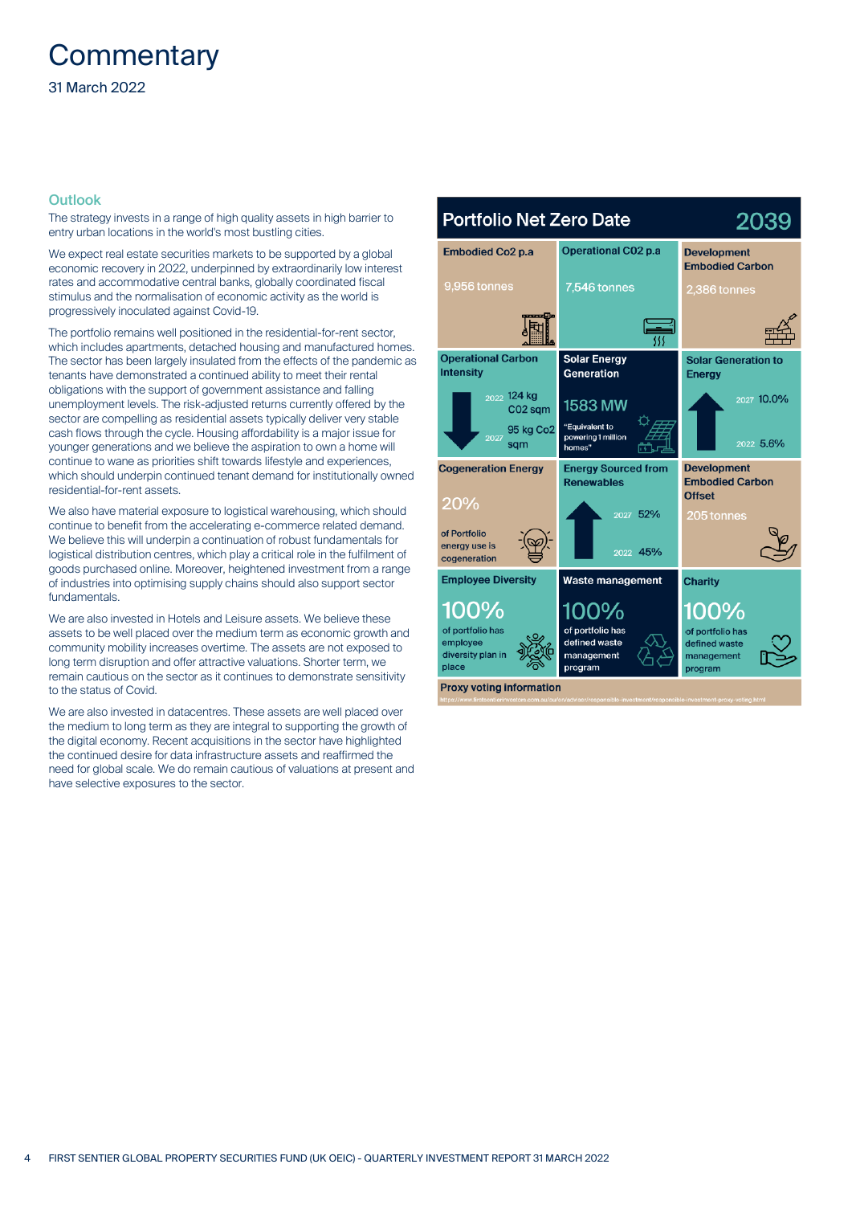# Commentary

31 March 2022

## Outlook

The strategy invests in a range of high quality assets in high barrier to entry urban locations in the world's most bustling cities.

We expect real estate securities markets to be supported by a global economic recovery in 2022, underpinned by extraordinarily low interest rates and accommodative central banks, globally coordinated fiscal stimulus and the normalisation of economic activity as the world is progressively inoculated against Covid-19.

The portfolio remains well positioned in the residential-for-rent sector, which includes apartments, detached housing and manufactured homes. The sector has been largely insulated from the effects of the pandemic as tenants have demonstrated a continued ability to meet their rental obligations with the support of government assistance and falling unemployment levels. The risk-adjusted returns currently offered by the sector are compelling as residential assets typically deliver very stable cash flows through the cycle. Housing affordability is a major issue for younger generations and we believe the aspiration to own a home will continue to wane as priorities shift towards lifestyle and experiences, which should underpin continued tenant demand for institutionally owned residential-for-rent assets.

We also have material exposure to logistical warehousing, which should continue to benefit from the accelerating e-commerce related demand. We believe this will underpin a continuation of robust fundamentals for logistical distribution centres, which play a critical role in the fulfilment of goods purchased online. Moreover, heightened investment from a range of industries into optimising supply chains should also support sector fundamentals.

We are also invested in Hotels and Leisure assets. We believe these assets to be well placed over the medium term as economic growth and community mobility increases overtime. The assets are not exposed to long term disruption and offer attractive valuations. Shorter term, we remain cautious on the sector as it continues to demonstrate sensitivity to the status of Covid.

We are also invested in datacentres. These assets are well placed over the medium to long term as they are integral to supporting the growth of the digital economy. Recent acquisitions in the sector have highlighted the continued desire for data infrastructure assets and reaffirmed the need for global scale. We do remain cautious of valuations at present and have selective exposures to the sector.

## Portfolio Net Zero Date 2039

| | | |
|---|---|---|
| **Embodied Co2 p.a**<br>9,956 tonnes | **Operational C02 p.a**<br>7,546 tonnes | **Development Embodied Carbon**<br>2,386 tonnes |
| **Operational Carbon Intensity**<br>2022: 124 kg C02 sqm<br>2027: 95 kg Co2 sqm | **Solar Energy Generation**<br>1583 MW<br>"Equivalent to powering 1 million homes" | **Solar Generation to Energy**<br>2027: 10.0%<br>2022: 5.6% |
| **Cogeneration Energy**<br>20%<br>of Portfolio energy use is cogeneration | **Energy Sourced from Renewables**<br>2027: 52%<br>2022: 45% | **Development Embodied Carbon Offset**<br>205 tonnes |
| **Employee Diversity**<br>100%<br>of portfolio has employee diversity plan in place | **Waste management**<br>100%<br>of portfolio has defined waste management program | **Charity**<br>100%<br>of portfolio has defined waste management program |

**Proxy voting information**

https://www.firstsentierinvestors.com.au/au/en/adviser/responsible-investment/responsible-investment-proxy-voting.html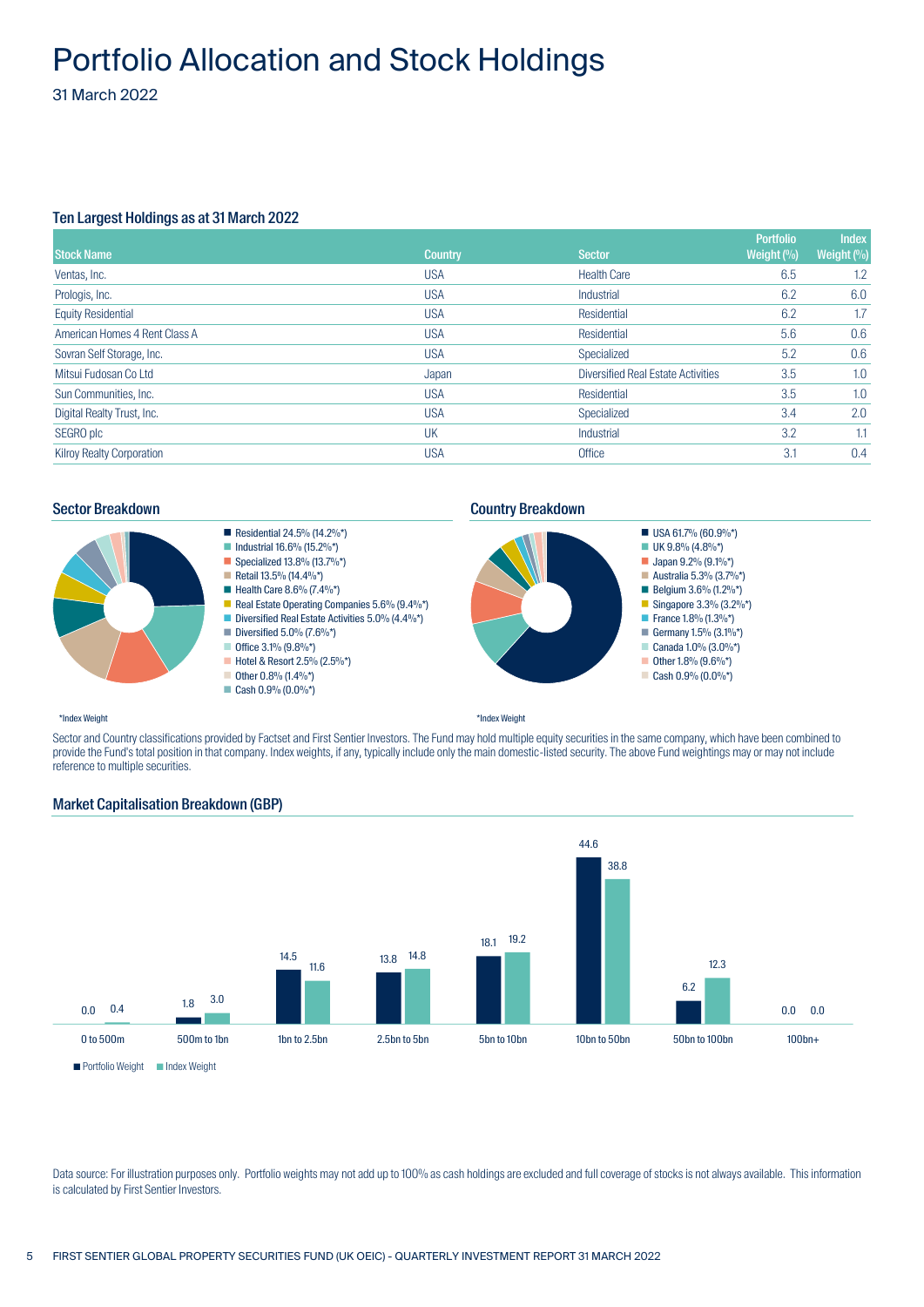# Portfolio Allocation and Stock Holdings

31 March 2022

## Ten Largest Holdings as at 31 March 2022

| Stock Name | Country | Sector | Portfolio Weight (%) | Index Weight (%) |
|---|---|---|---|---|
| Ventas, Inc. | USA | Health Care | 6.5 | 1.2 |
| Prologis, Inc. | USA | Industrial | 6.2 | 6.0 |
| Equity Residential | USA | Residential | 6.2 | 1.7 |
| American Homes 4 Rent Class A | USA | Residential | 5.6 | 0.6 |
| Sovran Self Storage, Inc. | USA | Specialized | 5.2 | 0.6 |
| Mitsui Fudosan Co Ltd | Japan | Diversified Real Estate Activities | 3.5 | 1.0 |
| Sun Communities, Inc. | USA | Residential | 3.5 | 1.0 |
| Digital Realty Trust, Inc. | USA | Specialized | 3.4 | 2.0 |
| SEGRO plc | UK | Industrial | 3.2 | 1.1 |
| Kilroy Realty Corporation | USA | Office | 3.1 | 0.4 |

## Sector Breakdown

- Residential 24.5% (14.2%*)
- Industrial 16.6% (15.2%*)
- Specialized 13.8% (13.7%*)
- Retail 13.5% (14.4%*)
- Health Care 8.6% (7.4%*)
- Real Estate Operating Companies 5.6% (9.4%*)
- Diversified Real Estate Activities 5.0% (4.4%*)
- Diversified 5.0% (7.6%*)
- Office 3.1% (9.8%*)
- Hotel & Resort 2.5% (2.5%*)
- Other 0.8% (1.4%*)
- Cash 0.9% (0.0%*)

*Index Weight

## Country Breakdown

- USA 61.7% (60.9%*)
- UK 9.8% (4.8%*)
- Japan 9.2% (9.1%*)
- Australia 5.3% (3.7%*)
- Belgium 3.6% (1.2%*)
- Singapore 3.3% (3.2%*)
- France 1.8% (1.3%*)
- Germany 1.5% (3.1%*)
- Canada 1.0% (3.0%*)
- Other 1.8% (9.6%*)
- Cash 0.9% (0.0%*)

*Index Weight

Sector and Country classifications provided by Factset and First Sentier Investors. The Fund may hold multiple equity securities in the same company, which have been combined to provide the Fund's total position in that company. Index weights, if any, typically include only the main domestic-listed security. The above Fund weightings may or may not include reference to multiple securities.

## Market Capitalisation Breakdown (GBP)

| Market Cap | Portfolio Weight | Index Weight |
|---|---|---|
| 0 to 500m | 0.0 | 0.4 |
| 500m to 1bn | 1.8 | 3.0 |
| 1bn to 2.5bn | 14.5 | 11.6 |
| 2.5bn to 5bn | 13.8 | 14.8 |
| 5bn to 10bn | 18.1 | 19.2 |
| 10bn to 50bn | 44.6 | 38.8 |
| 50bn to 100bn | 6.2 | 12.3 |
| 100bn+ | 0.0 | 0.0 |

Data source: For illustration purposes only. Portfolio weights may not add up to 100% as cash holdings are excluded and full coverage of stocks is not always available. This information is calculated by First Sentier Investors.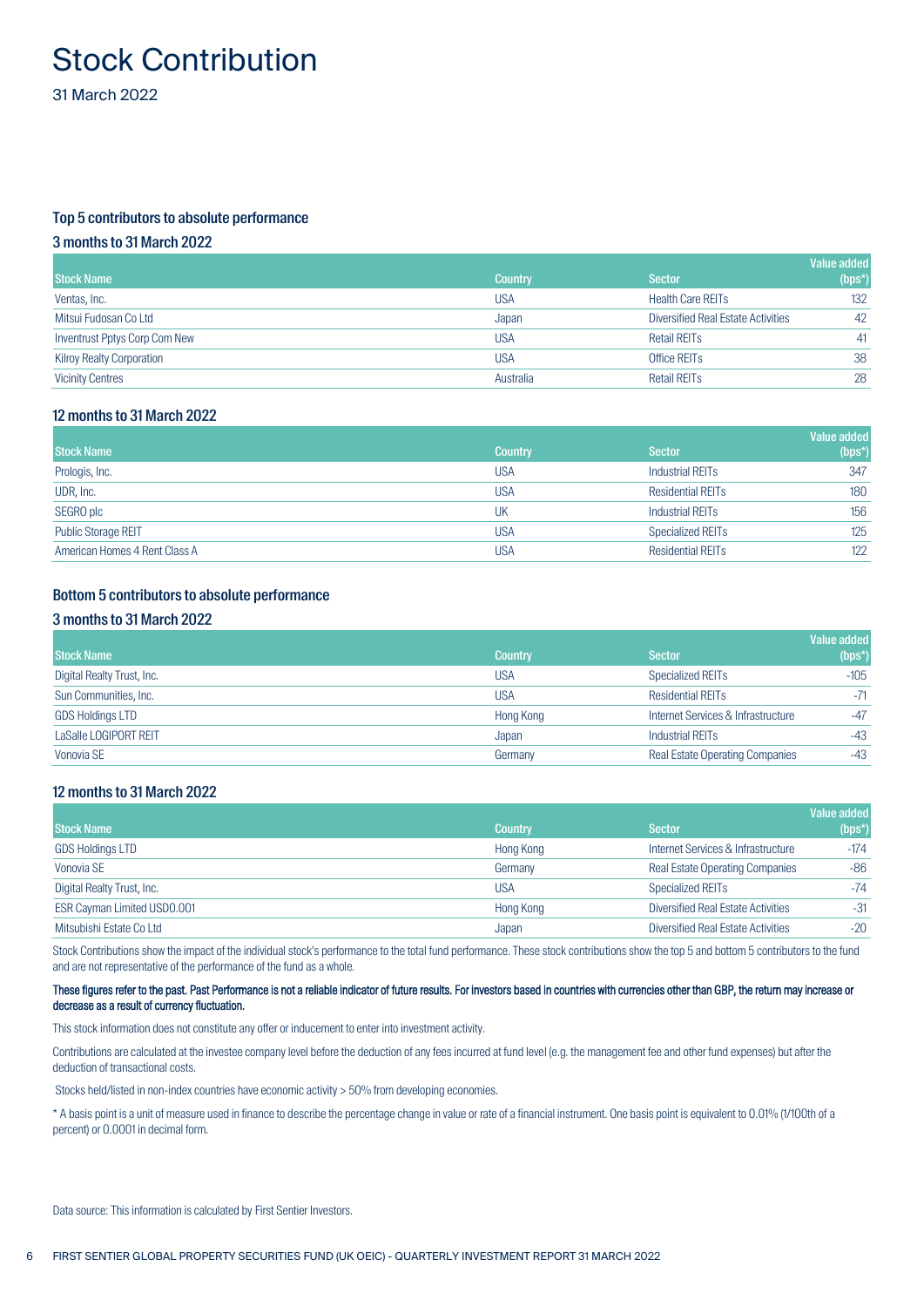# Stock Contribution

31 March 2022

### Top 5 contributors to absolute performance

#### 3 months to 31 March 2022

| Stock Name | Country | Sector | Value added (bps*) |
|---|---|---|---|
| Ventas, Inc. | USA | Health Care REITs | 132 |
| Mitsui Fudosan Co Ltd | Japan | Diversified Real Estate Activities | 42 |
| Inventrust Pptys Corp Com New | USA | Retail REITs | 41 |
| Kilroy Realty Corporation | USA | Office REITs | 38 |
| Vicinity Centres | Australia | Retail REITs | 28 |

#### 12 months to 31 March 2022

| Stock Name | Country | Sector | Value added (bps*) |
|---|---|---|---|
| Prologis, Inc. | USA | Industrial REITs | 347 |
| UDR, Inc. | USA | Residential REITs | 180 |
| SEGRO plc | UK | Industrial REITs | 156 |
| Public Storage REIT | USA | Specialized REITs | 125 |
| American Homes 4 Rent Class A | USA | Residential REITs | 122 |

### Bottom 5 contributors to absolute performance

#### 3 months to 31 March 2022

| Stock Name | Country | Sector | Value added (bps*) |
|---|---|---|---|
| Digital Realty Trust, Inc. | USA | Specialized REITs | -105 |
| Sun Communities, Inc. | USA | Residential REITs | -71 |
| GDS Holdings LTD | Hong Kong | Internet Services & Infrastructure | -47 |
| LaSalle LOGIPORT REIT | Japan | Industrial REITs | -43 |
| Vonovia SE | Germany | Real Estate Operating Companies | -43 |

#### 12 months to 31 March 2022

| Stock Name | Country | Sector | Value added (bps*) |
|---|---|---|---|
| GDS Holdings LTD | Hong Kong | Internet Services & Infrastructure | -174 |
| Vonovia SE | Germany | Real Estate Operating Companies | -86 |
| Digital Realty Trust, Inc. | USA | Specialized REITs | -74 |
| ESR Cayman Limited USD0.001 | Hong Kong | Diversified Real Estate Activities | -31 |
| Mitsubishi Estate Co Ltd | Japan | Diversified Real Estate Activities | -20 |

Stock Contributions show the impact of the individual stock's performance to the total fund performance. These stock contributions show the top 5 and bottom 5 contributors to the fund and are not representative of the performance of the fund as a whole.

**These figures refer to the past. Past Performance is not a reliable indicator of future results. For investors based in countries with currencies other than GBP, the return may increase or decrease as a result of currency fluctuation.**

This stock information does not constitute any offer or inducement to enter into investment activity.

Contributions are calculated at the investee company level before the deduction of any fees incurred at fund level (e.g. the management fee and other fund expenses) but after the deduction of transactional costs.

Stocks held/listed in non-index countries have economic activity > 50% from developing economies.

* A basis point is a unit of measure used in finance to describe the percentage change in value or rate of a financial instrument. One basis point is equivalent to 0.01% (1/100th of a percent) or 0.0001 in decimal form.

Data source: This information is calculated by First Sentier Investors.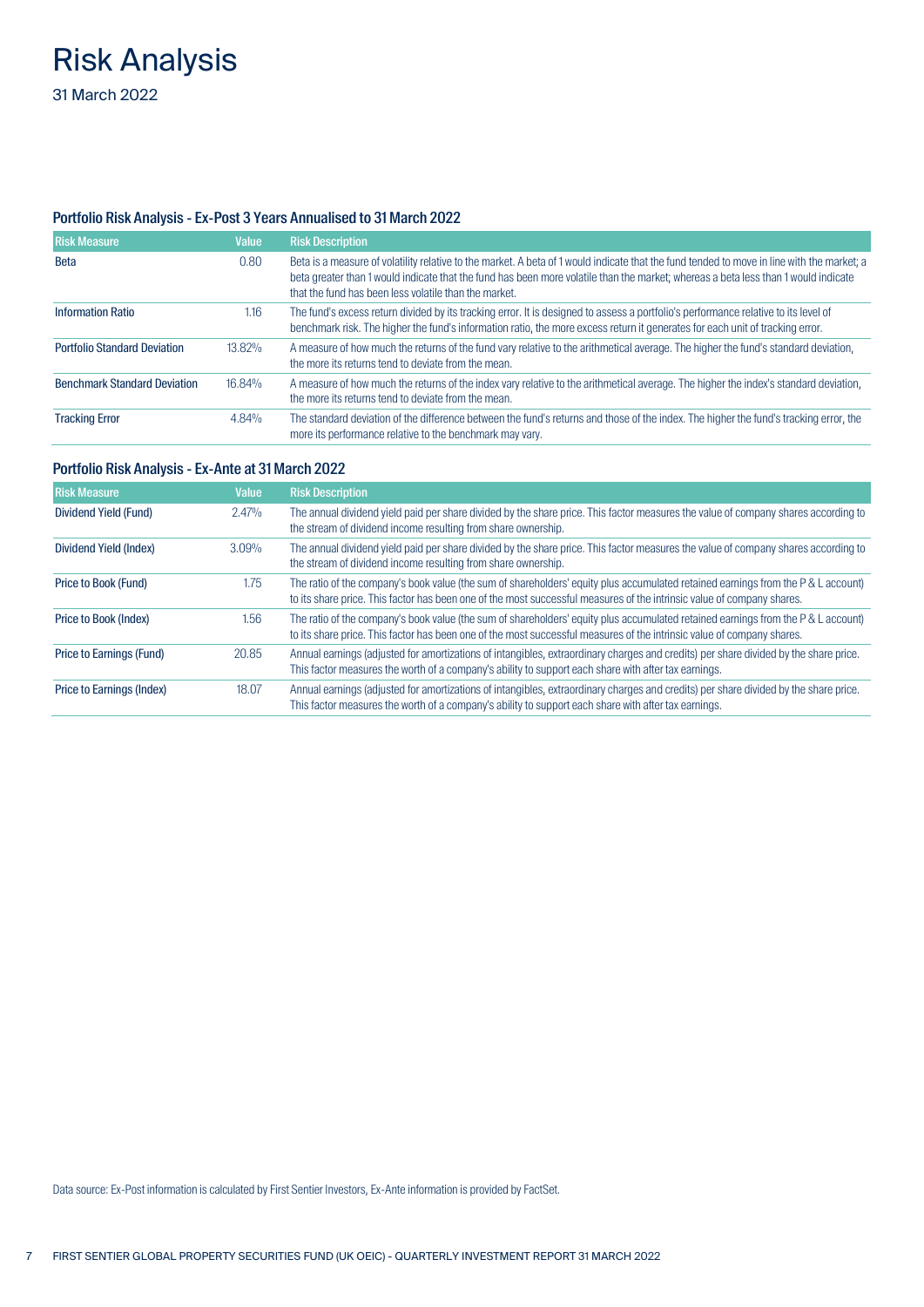# Risk Analysis

31 March 2022

### Portfolio Risk Analysis - Ex-Post 3 Years Annualised to 31 March 2022

| Risk Measure | Value | Risk Description |
|---|---|---|
| Beta | 0.80 | Beta is a measure of volatility relative to the market. A beta of 1 would indicate that the fund tended to move in line with the market; a beta greater than 1 would indicate that the fund has been more volatile than the market; whereas a beta less than 1 would indicate that the fund has been less volatile than the market. |
| Information Ratio | 1.16 | The fund's excess return divided by its tracking error. It is designed to assess a portfolio's performance relative to its level of benchmark risk. The higher the fund's information ratio, the more excess return it generates for each unit of tracking error. |
| Portfolio Standard Deviation | 13.82% | A measure of how much the returns of the fund vary relative to the arithmetical average. The higher the fund's standard deviation, the more its returns tend to deviate from the mean. |
| Benchmark Standard Deviation | 16.84% | A measure of how much the returns of the index vary relative to the arithmetical average. The higher the index's standard deviation, the more its returns tend to deviate from the mean. |
| Tracking Error | 4.84% | The standard deviation of the difference between the fund's returns and those of the index. The higher the fund's tracking error, the more its performance relative to the benchmark may vary. |

### Portfolio Risk Analysis - Ex-Ante at 31 March 2022

| Risk Measure | Value | Risk Description |
|---|---|---|
| Dividend Yield (Fund) | 2.47% | The annual dividend yield paid per share divided by the share price. This factor measures the value of company shares according to the stream of dividend income resulting from share ownership. |
| Dividend Yield (Index) | 3.09% | The annual dividend yield paid per share divided by the share price. This factor measures the value of company shares according to the stream of dividend income resulting from share ownership. |
| Price to Book (Fund) | 1.75 | The ratio of the company's book value (the sum of shareholders' equity plus accumulated retained earnings from the P & L account) to its share price. This factor has been one of the most successful measures of the intrinsic value of company shares. |
| Price to Book (Index) | 1.56 | The ratio of the company's book value (the sum of shareholders' equity plus accumulated retained earnings from the P & L account) to its share price. This factor has been one of the most successful measures of the intrinsic value of company shares. |
| Price to Earnings (Fund) | 20.85 | Annual earnings (adjusted for amortizations of intangibles, extraordinary charges and credits) per share divided by the share price. This factor measures the worth of a company's ability to support each share with after tax earnings. |
| Price to Earnings (Index) | 18.07 | Annual earnings (adjusted for amortizations of intangibles, extraordinary charges and credits) per share divided by the share price. This factor measures the worth of a company's ability to support each share with after tax earnings. |

Data source: Ex-Post information is calculated by First Sentier Investors, Ex-Ante information is provided by FactSet.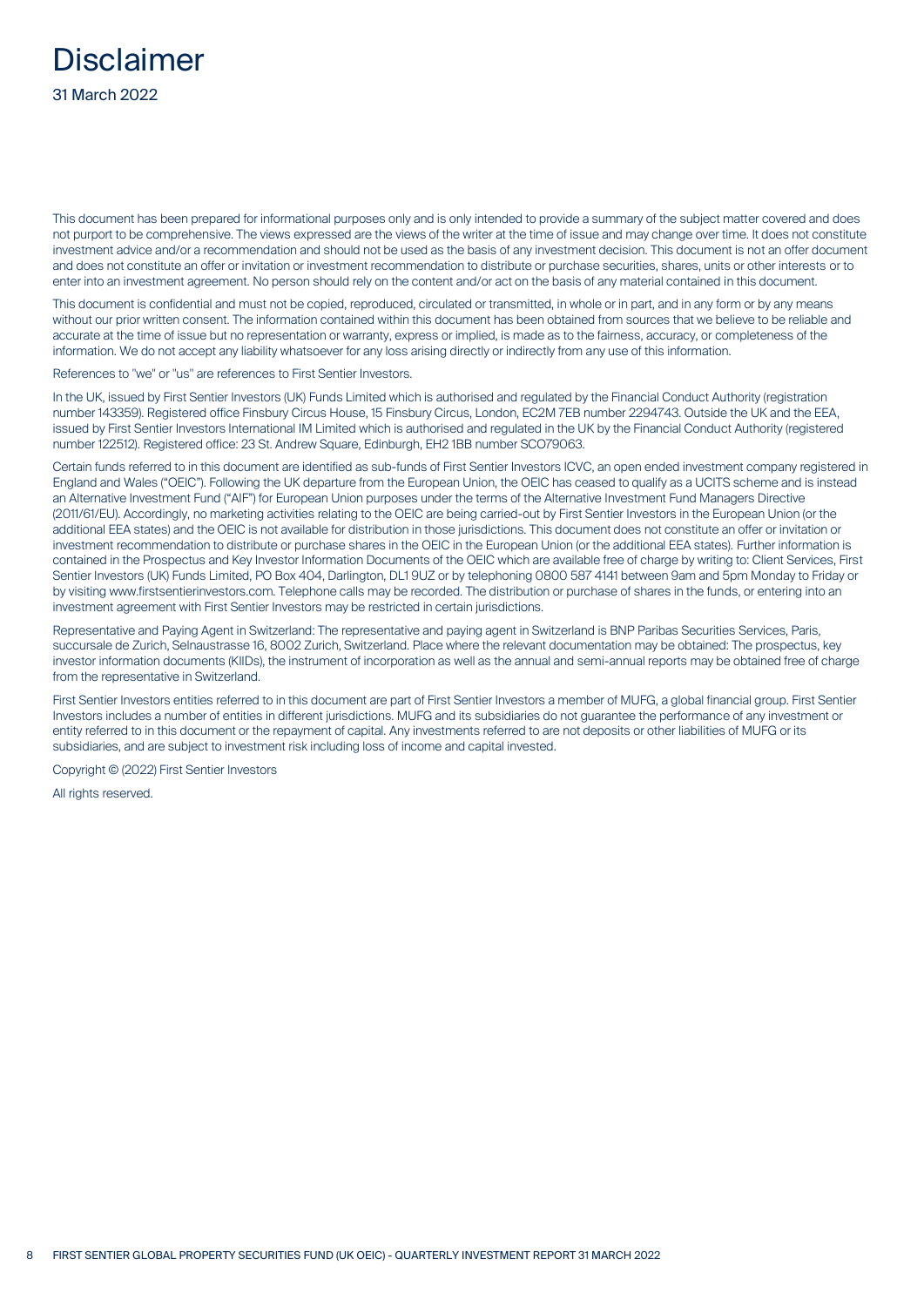# Disclaimer

31 March 2022

This document has been prepared for informational purposes only and is only intended to provide a summary of the subject matter covered and does not purport to be comprehensive. The views expressed are the views of the writer at the time of issue and may change over time. It does not constitute investment advice and/or a recommendation and should not be used as the basis of any investment decision. This document is not an offer document and does not constitute an offer or invitation or investment recommendation to distribute or purchase securities, shares, units or other interests or to enter into an investment agreement. No person should rely on the content and/or act on the basis of any material contained in this document.

This document is confidential and must not be copied, reproduced, circulated or transmitted, in whole or in part, and in any form or by any means without our prior written consent. The information contained within this document has been obtained from sources that we believe to be reliable and accurate at the time of issue but no representation or warranty, express or implied, is made as to the fairness, accuracy, or completeness of the information. We do not accept any liability whatsoever for any loss arising directly or indirectly from any use of this information.

References to "we" or "us" are references to First Sentier Investors.

In the UK, issued by First Sentier Investors (UK) Funds Limited which is authorised and regulated by the Financial Conduct Authority (registration number 143359). Registered office Finsbury Circus House, 15 Finsbury Circus, London, EC2M 7EB number 2294743. Outside the UK and the EEA, issued by First Sentier Investors International IM Limited which is authorised and regulated in the UK by the Financial Conduct Authority (registered number 122512). Registered office: 23 St. Andrew Square, Edinburgh, EH2 1BB number SCO79063.

Certain funds referred to in this document are identified as sub-funds of First Sentier Investors ICVC, an open ended investment company registered in England and Wales ("OEIC"). Following the UK departure from the European Union, the OEIC has ceased to qualify as a UCITS scheme and is instead an Alternative Investment Fund ("AIF") for European Union purposes under the terms of the Alternative Investment Fund Managers Directive (2011/61/EU). Accordingly, no marketing activities relating to the OEIC are being carried-out by First Sentier Investors in the European Union (or the additional EEA states) and the OEIC is not available for distribution in those jurisdictions. This document does not constitute an offer or invitation or investment recommendation to distribute or purchase shares in the OEIC in the European Union (or the additional EEA states). Further information is contained in the Prospectus and Key Investor Information Documents of the OEIC which are available free of charge by writing to: Client Services, First Sentier Investors (UK) Funds Limited, PO Box 404, Darlington, DL1 9UZ or by telephoning 0800 587 4141 between 9am and 5pm Monday to Friday or by visiting www.firstsentierinvestors.com. Telephone calls may be recorded. The distribution or purchase of shares in the funds, or entering into an investment agreement with First Sentier Investors may be restricted in certain jurisdictions.

Representative and Paying Agent in Switzerland: The representative and paying agent in Switzerland is BNP Paribas Securities Services, Paris, succursale de Zurich, Selnaustrasse 16, 8002 Zurich, Switzerland. Place where the relevant documentation may be obtained: The prospectus, key investor information documents (KIIDs), the instrument of incorporation as well as the annual and semi-annual reports may be obtained free of charge from the representative in Switzerland.

First Sentier Investors entities referred to in this document are part of First Sentier Investors a member of MUFG, a global financial group. First Sentier Investors includes a number of entities in different jurisdictions. MUFG and its subsidiaries do not guarantee the performance of any investment or entity referred to in this document or the repayment of capital. Any investments referred to are not deposits or other liabilities of MUFG or its subsidiaries, and are subject to investment risk including loss of income and capital invested.

Copyright © (2022) First Sentier Investors

All rights reserved.